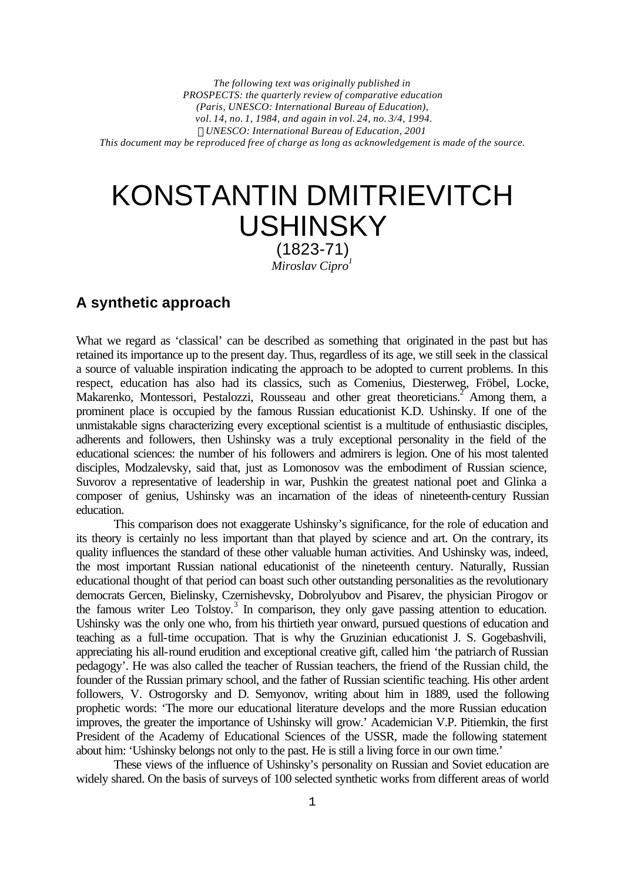*The following text was originally published in*
*PROSPECTS: the quarterly review of comparative education*
*(Paris, UNESCO: International Bureau of Education),*
*vol. 14, no. 1, 1984, and again in vol. 24, no. 3/4, 1994.*
*©UNESCO: International Bureau of Education, 2001*
*This document may be reproduced free of charge as long as acknowledgement is made of the source.*

# KONSTANTIN DMITRIEVITCH USHINSKY

(1823-71)

*Miroslav Cipro*[1]

## A synthetic approach

What we regard as 'classical' can be described as something that originated in the past but has retained its importance up to the present day. Thus, regardless of its age, we still seek in the classical a source of valuable inspiration indicating the approach to be adopted to current problems. In this respect, education has also had its classics, such as Comenius, Diesterweg, Fröbel, Locke, Makarenko, Montessori, Pestalozzi, Rousseau and other great theoreticians.[2] Among them, a prominent place is occupied by the famous Russian educationist K.D. Ushinsky. If one of the unmistakable signs characterizing every exceptional scientist is a multitude of enthusiastic disciples, adherents and followers, then Ushinsky was a truly exceptional personality in the field of the educational sciences: the number of his followers and admirers is legion. One of his most talented disciples, Modzalevsky, said that, just as Lomonosov was the embodiment of Russian science, Suvorov a representative of leadership in war, Pushkin the greatest national poet and Glinka a composer of genius, Ushinsky was an incarnation of the ideas of nineteenth-century Russian education.

This comparison does not exaggerate Ushinsky's significance, for the role of education and its theory is certainly no less important than that played by science and art. On the contrary, its quality influences the standard of these other valuable human activities. And Ushinsky was, indeed, the most important Russian national educationist of the nineteenth century. Naturally, Russian educational thought of that period can boast such other outstanding personalities as the revolutionary democrats Gercen, Bielinsky, Czernishevsky, Dobrolyubov and Pisarev, the physician Pirogov or the famous writer Leo Tolstoy.[3] In comparison, they only gave passing attention to education. Ushinsky was the only one who, from his thirtieth year onward, pursued questions of education and teaching as a full-time occupation. That is why the Gruzinian educationist J. S. Gogebashvili, appreciating his all-round erudition and exceptional creative gift, called him 'the patriarch of Russian pedagogy'. He was also called the teacher of Russian teachers, the friend of the Russian child, the founder of the Russian primary school, and the father of Russian scientific teaching. His other ardent followers, V. Ostrogorsky and D. Semyonov, writing about him in 1889, used the following prophetic words: 'The more our educational literature develops and the more Russian education improves, the greater the importance of Ushinsky will grow.' Academician V.P. Pitiemkin, the first President of the Academy of Educational Sciences of the USSR, made the following statement about him: 'Ushinsky belongs not only to the past. He is still a living force in our own time.'

These views of the influence of Ushinsky's personality on Russian and Soviet education are widely shared. On the basis of surveys of 100 selected synthetic works from different areas of world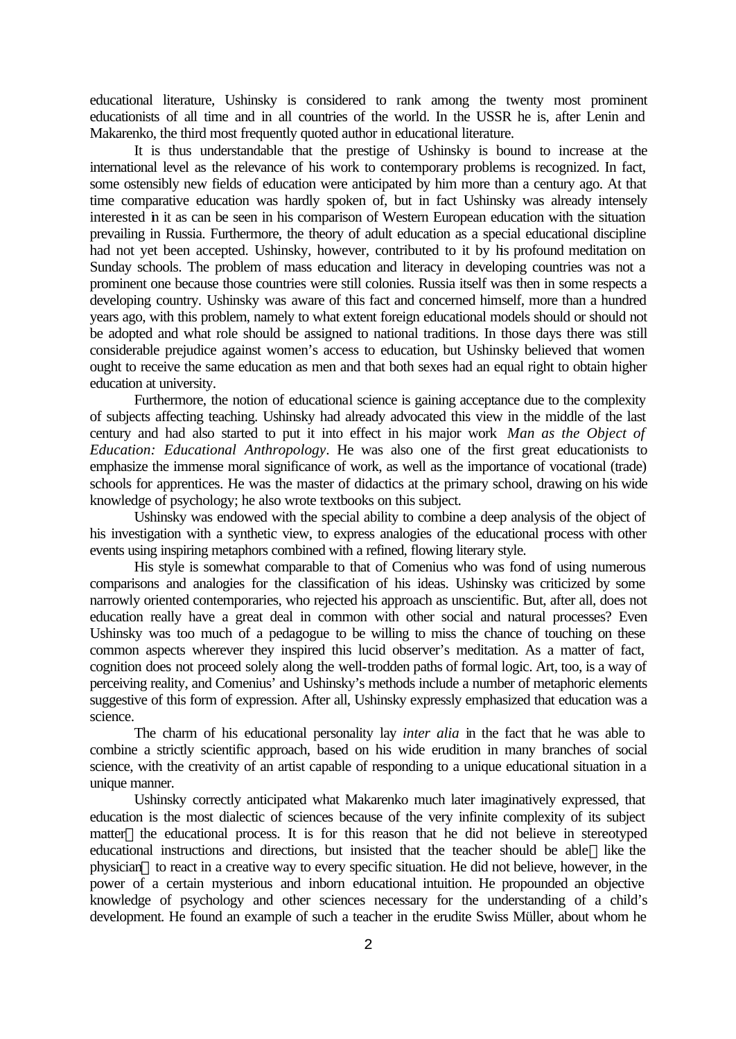educational literature, Ushinsky is considered to rank among the twenty most prominent educationists of all time and in all countries of the world. In the USSR he is, after Lenin and Makarenko, the third most frequently quoted author in educational literature.

It is thus understandable that the prestige of Ushinsky is bound to increase at the international level as the relevance of his work to contemporary problems is recognized. In fact, some ostensibly new fields of education were anticipated by him more than a century ago. At that time comparative education was hardly spoken of, but in fact Ushinsky was already intensely interested in it as can be seen in his comparison of Western European education with the situation prevailing in Russia. Furthermore, the theory of adult education as a special educational discipline had not yet been accepted. Ushinsky, however, contributed to it by his profound meditation on Sunday schools. The problem of mass education and literacy in developing countries was not a prominent one because those countries were still colonies. Russia itself was then in some respects a developing country. Ushinsky was aware of this fact and concerned himself, more than a hundred years ago, with this problem, namely to what extent foreign educational models should or should not be adopted and what role should be assigned to national traditions. In those days there was still considerable prejudice against women's access to education, but Ushinsky believed that women ought to receive the same education as men and that both sexes had an equal right to obtain higher education at university.

Furthermore, the notion of educational science is gaining acceptance due to the complexity of subjects affecting teaching. Ushinsky had already advocated this view in the middle of the last century and had also started to put it into effect in his major work *Man as the Object of Education: Educational Anthropology*. He was also one of the first great educationists to emphasize the immense moral significance of work, as well as the importance of vocational (trade) schools for apprentices. He was the master of didactics at the primary school, drawing on his wide knowledge of psychology; he also wrote textbooks on this subject.

Ushinsky was endowed with the special ability to combine a deep analysis of the object of his investigation with a synthetic view, to express analogies of the educational process with other events using inspiring metaphors combined with a refined, flowing literary style.

His style is somewhat comparable to that of Comenius who was fond of using numerous comparisons and analogies for the classification of his ideas. Ushinsky was criticized by some narrowly oriented contemporaries, who rejected his approach as unscientific. But, after all, does not education really have a great deal in common with other social and natural processes? Even Ushinsky was too much of a pedagogue to be willing to miss the chance of touching on these common aspects wherever they inspired this lucid observer's meditation. As a matter of fact, cognition does not proceed solely along the well-trodden paths of formal logic. Art, too, is a way of perceiving reality, and Comenius' and Ushinsky's methods include a number of metaphoric elements suggestive of this form of expression. After all, Ushinsky expressly emphasized that education was a science.

The charm of his educational personality lay *inter alia* in the fact that he was able to combine a strictly scientific approach, based on his wide erudition in many branches of social science, with the creativity of an artist capable of responding to a unique educational situation in a unique manner.

Ushinsky correctly anticipated what Makarenko much later imaginatively expressed, that education is the most dialectic of sciences because of the very infinite complexity of its subject matter — the educational process. It is for this reason that he did not believe in stereotyped educational instructions and directions, but insisted that the teacher should be able — like the physician — to react in a creative way to every specific situation. He did not believe, however, in the power of a certain mysterious and inborn educational intuition. He propounded an objective knowledge of psychology and other sciences necessary for the understanding of a child's development. He found an example of such a teacher in the erudite Swiss Müller, about whom he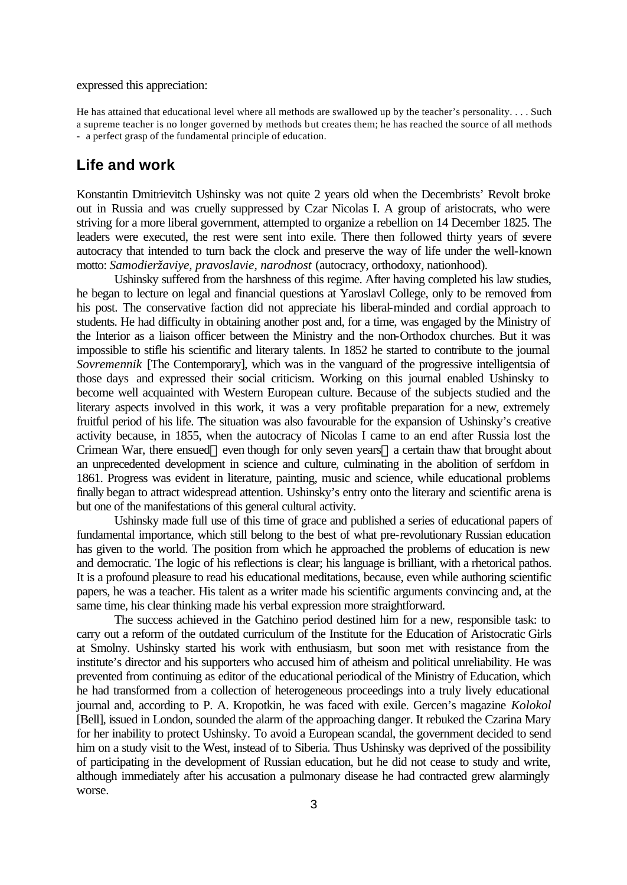expressed this appreciation:

> He has attained that educational level where all methods are swallowed up by the teacher's personality. . . . Such a supreme teacher is no longer governed by methods but creates them; he has reached the source of all methods - a perfect grasp of the fundamental principle of education.

## Life and work

Konstantin Dmitrievitch Ushinsky was not quite 2 years old when the Decembrists' Revolt broke out in Russia and was cruelly suppressed by Czar Nicolas I. A group of aristocrats, who were striving for a more liberal government, attempted to organize a rebellion on 14 December 1825. The leaders were executed, the rest were sent into exile. There then followed thirty years of severe autocracy that intended to turn back the clock and preserve the way of life under the well-known motto: *Samodieržaviye, pravoslavie, narodnost* (autocracy, orthodoxy, nationhood).

Ushinsky suffered from the harshness of this regime. After having completed his law studies, he began to lecture on legal and financial questions at Yaroslavl College, only to be removed from his post. The conservative faction did not appreciate his liberal-minded and cordial approach to students. He had difficulty in obtaining another post and, for a time, was engaged by the Ministry of the Interior as a liaison officer between the Ministry and the non-Orthodox churches. But it was impossible to stifle his scientific and literary talents. In 1852 he started to contribute to the journal *Sovremennik* [The Contemporary], which was in the vanguard of the progressive intelligentsia of those days and expressed their social criticism. Working on this journal enabled Ushinsky to become well acquainted with Western European culture. Because of the subjects studied and the literary aspects involved in this work, it was a very profitable preparation for a new, extremely fruitful period of his life. The situation was also favourable for the expansion of Ushinsky's creative activity because, in 1855, when the autocracy of Nicolas I came to an end after Russia lost the Crimean War, there ensued—even though for only seven years—a certain thaw that brought about an unprecedented development in science and culture, culminating in the abolition of serfdom in 1861. Progress was evident in literature, painting, music and science, while educational problems finally began to attract widespread attention. Ushinsky's entry onto the literary and scientific arena is but one of the manifestations of this general cultural activity.

Ushinsky made full use of this time of grace and published a series of educational papers of fundamental importance, which still belong to the best of what pre-revolutionary Russian education has given to the world. The position from which he approached the problems of education is new and democratic. The logic of his reflections is clear; his language is brilliant, with a rhetorical pathos. It is a profound pleasure to read his educational meditations, because, even while authoring scientific papers, he was a teacher. His talent as a writer made his scientific arguments convincing and, at the same time, his clear thinking made his verbal expression more straightforward.

The success achieved in the Gatchino period destined him for a new, responsible task: to carry out a reform of the outdated curriculum of the Institute for the Education of Aristocratic Girls at Smolny. Ushinsky started his work with enthusiasm, but soon met with resistance from the institute's director and his supporters who accused him of atheism and political unreliability. He was prevented from continuing as editor of the educational periodical of the Ministry of Education, which he had transformed from a collection of heterogeneous proceedings into a truly lively educational journal and, according to P. A. Kropotkin, he was faced with exile. Gercen's magazine *Kolokol* [Bell], issued in London, sounded the alarm of the approaching danger. It rebuked the Czarina Mary for her inability to protect Ushinsky. To avoid a European scandal, the government decided to send him on a study visit to the West, instead of to Siberia. Thus Ushinsky was deprived of the possibility of participating in the development of Russian education, but he did not cease to study and write, although immediately after his accusation a pulmonary disease he had contracted grew alarmingly worse.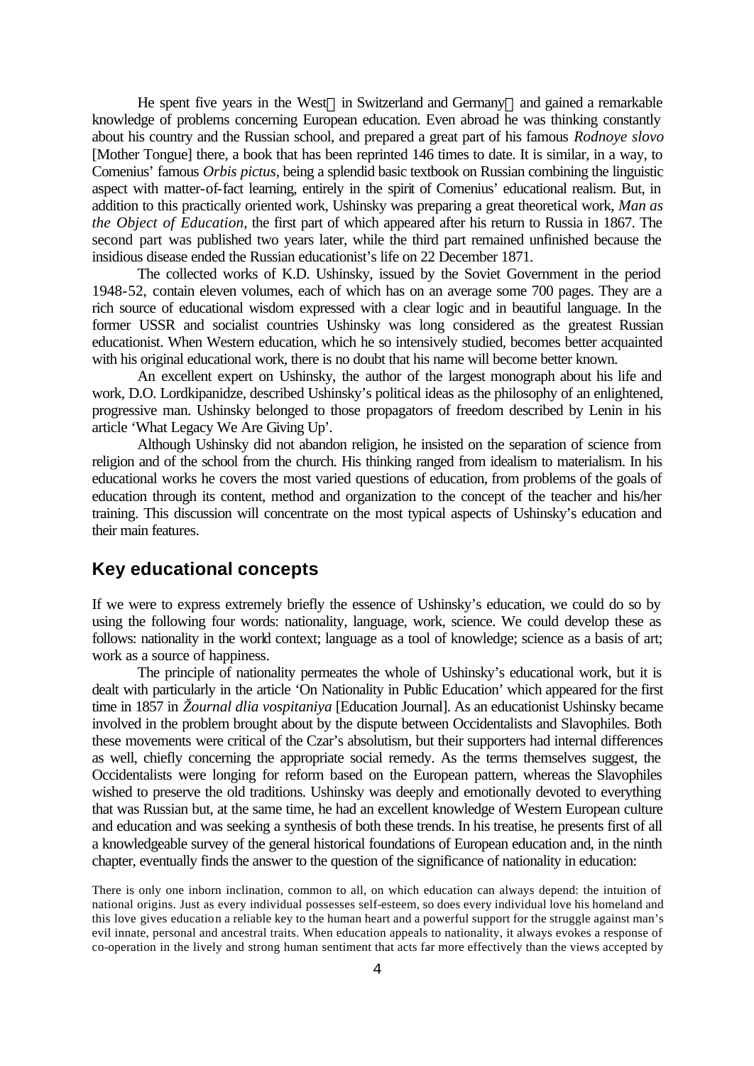He spent five years in the West — in Switzerland and Germany — and gained a remarkable knowledge of problems concerning European education. Even abroad he was thinking constantly about his country and the Russian school, and prepared a great part of his famous *Rodnoye slovo* [Mother Tongue] there, a book that has been reprinted 146 times to date. It is similar, in a way, to Comenius' famous *Orbis pictus*, being a splendid basic textbook on Russian combining the linguistic aspect with matter-of-fact learning, entirely in the spirit of Comenius' educational realism. But, in addition to this practically oriented work, Ushinsky was preparing a great theoretical work, *Man as the Object of Education*, the first part of which appeared after his return to Russia in 1867. The second part was published two years later, while the third part remained unfinished because the insidious disease ended the Russian educationist's life on 22 December 1871.

The collected works of K.D. Ushinsky, issued by the Soviet Government in the period 1948-52, contain eleven volumes, each of which has on an average some 700 pages. They are a rich source of educational wisdom expressed with a clear logic and in beautiful language. In the former USSR and socialist countries Ushinsky was long considered as the greatest Russian educationist. When Western education, which he so intensively studied, becomes better acquainted with his original educational work, there is no doubt that his name will become better known.

An excellent expert on Ushinsky, the author of the largest monograph about his life and work, D.O. Lordkipanidze, described Ushinsky's political ideas as the philosophy of an enlightened, progressive man. Ushinsky belonged to those propagators of freedom described by Lenin in his article 'What Legacy We Are Giving Up'.

Although Ushinsky did not abandon religion, he insisted on the separation of science from religion and of the school from the church. In his thinking ranged from idealism to materialism. In his educational works he covers the most varied questions of education, from problems of the goals of education through its content, method and organization to the concept of the teacher and his/her training. This discussion will concentrate on the most typical aspects of Ushinsky's education and their main features.

## Key educational concepts

If we were to express extremely briefly the essence of Ushinsky's education, we could do so by using the following four words: nationality, language, work, science. We could develop these as follows: nationality in the world context; language as a tool of knowledge; science as a basis of art; work as a source of happiness.

The principle of nationality permeates the whole of Ushinsky's educational work, but it is dealt with particularly in the article 'On Nationality in Public Education' which appeared for the first time in 1857 in *Žournal dlia vospitaniya* [Education Journal]. As an educationist Ushinsky became involved in the problem brought about by the dispute between Occidentalists and Slavophiles. Both these movements were critical of the Czar's absolutism, but their supporters had internal differences as well, chiefly concerning the appropriate social remedy. As the terms themselves suggest, the Occidentalists were longing for reform based on the European pattern, whereas the Slavophiles wished to preserve the old traditions. Ushinsky was deeply and emotionally devoted to everything that was Russian but, at the same time, he had an excellent knowledge of Western European culture and education and was seeking a synthesis of both these trends. In his treatise, he presents first of all a knowledgeable survey of the general historical foundations of European education and, in the ninth chapter, eventually finds the answer to the question of the significance of nationality in education:

> There is only one inborn inclination, common to all, on which education can always depend: the intuition of national origins. Just as every individual possesses self-esteem, so does every individual love his homeland and this love gives education a reliable key to the human heart and a powerful support for the struggle against man's evil innate, personal and ancestral traits. When education appeals to nationality, it always evokes a response of co-operation in the lively and strong human sentiment that acts far more effectively than the views accepted by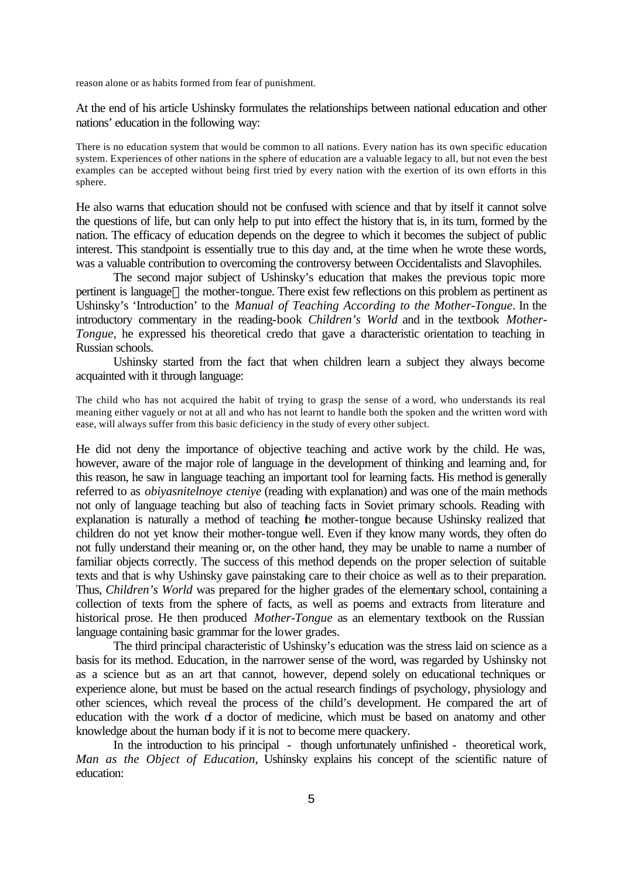reason alone or as habits formed from fear of punishment.

At the end of his article Ushinsky formulates the relationships between national education and other nations' education in the following way:

> There is no education system that would be common to all nations. Every nation has its own specific education system. Experiences of other nations in the sphere of education are a valuable legacy to all, but not even the best examples can be accepted without being first tried by every nation with the exertion of its own efforts in this sphere.

He also warns that education should not be confused with science and that by itself it cannot solve the questions of life, but can only help to put into effect the history that is, in its turn, formed by the nation. The efficacy of education depends on the degree to which it becomes the subject of public interest. This standpoint is essentially true to this day and, at the time when he wrote these words, was a valuable contribution to overcoming the controversy between Occidentalists and Slavophiles.

The second major subject of Ushinsky's education that makes the previous topic more pertinent is language — the mother-tongue. There exist few reflections on this problem as pertinent as Ushinsky's 'Introduction' to the *Manual of Teaching According to the Mother-Tongue*. In the introductory commentary in the reading-book *Children's World* and in the textbook *Mother-Tongue*, he expressed his theoretical credo that gave a characteristic orientation to teaching in Russian schools.

Ushinsky started from the fact that when children learn a subject they always become acquainted with it through language:

> The child who has not acquired the habit of trying to grasp the sense of a word, who understands its real meaning either vaguely or not at all and who has not learnt to handle both the spoken and the written word with ease, will always suffer from this basic deficiency in the study of every other subject.

He did not deny the importance of objective teaching and active work by the child. He was, however, aware of the major role of language in the development of thinking and learning and, for this reason, he saw in language teaching an important tool for learning facts. His method is generally referred to as *obiyasnitelnoye cteniye* (reading with explanation) and was one of the main methods not only of language teaching but also of teaching facts in Soviet primary schools. Reading with explanation is naturally a method of teaching the mother-tongue because Ushinsky realized that children do not yet know their mother-tongue well. Even if they know many words, they often do not fully understand their meaning or, on the other hand, they may be unable to name a number of familiar objects correctly. The success of this method depends on the proper selection of suitable texts and that is why Ushinsky gave painstaking care to their choice as well as to their preparation. Thus, *Children's World* was prepared for the higher grades of the elementary school, containing a collection of texts from the sphere of facts, as well as poems and extracts from literature and historical prose. He then produced *Mother-Tongue* as an elementary textbook on the Russian language containing basic grammar for the lower grades.

The third principal characteristic of Ushinsky's education was the stress laid on science as a basis for its method. Education, in the narrower sense of the word, was regarded by Ushinsky not as a science but as an art that cannot, however, depend solely on educational techniques or experience alone, but must be based on the actual research findings of psychology, physiology and other sciences, which reveal the process of the child's development. He compared the art of education with the work of a doctor of medicine, which must be based on anatomy and other knowledge about the human body if it is not to become mere quackery.

In the introduction to his principal - though unfortunately unfinished - theoretical work, *Man as the Object of Education*, Ushinsky explains his concept of the scientific nature of education: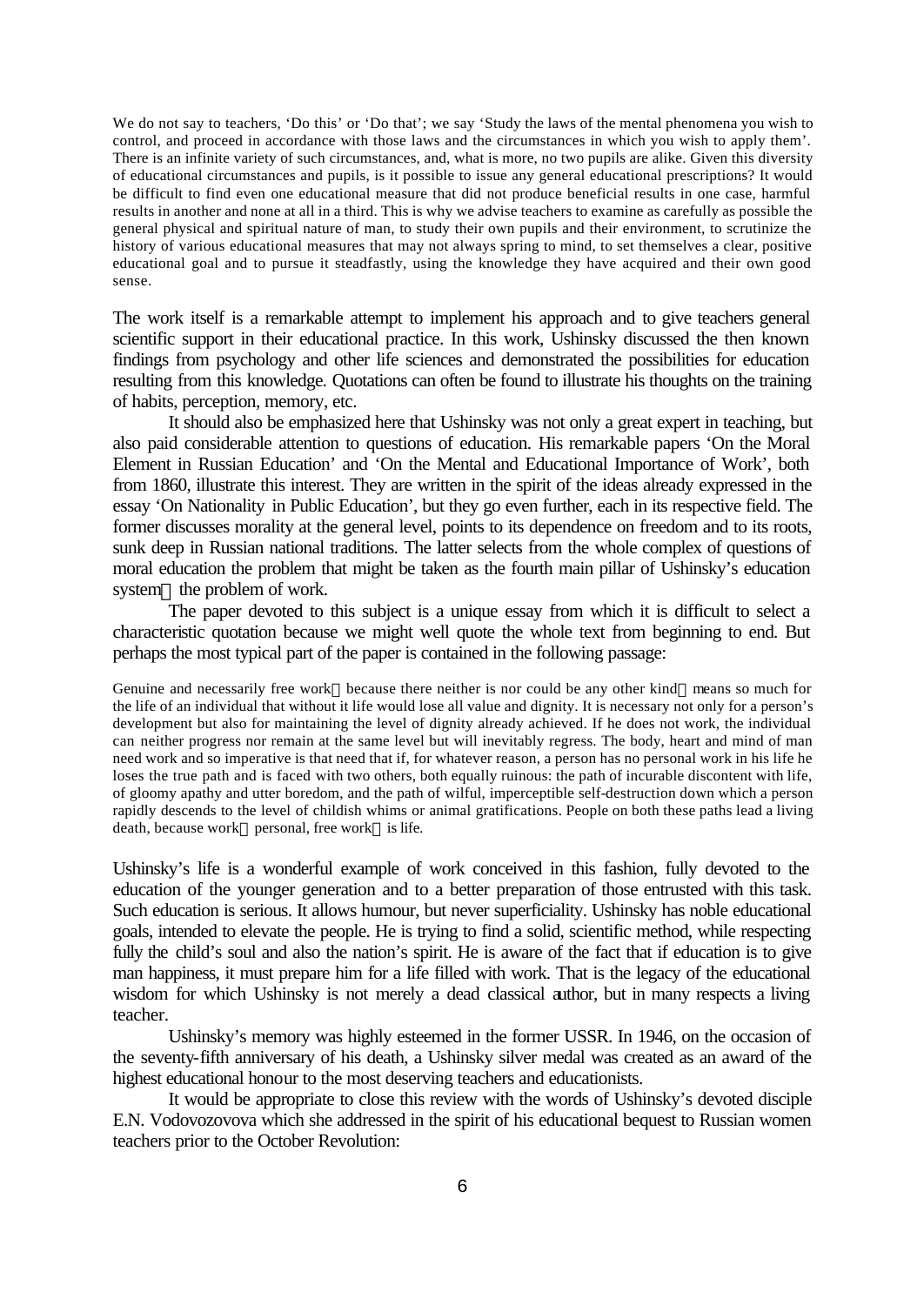> We do not say to teachers, 'Do this' or 'Do that'; we say 'Study the laws of the mental phenomena you wish to control, and proceed in accordance with those laws and the circumstances in which you wish to apply them'. There is an infinite variety of such circumstances, and, what is more, no two pupils are alike. Given this diversity of educational circumstances and pupils, is it possible to issue any general educational prescriptions? It would be difficult to find even one educational measure that did not produce beneficial results in one case, harmful results in another and none at all in a third. This is why we advise teachers to examine as carefully as possible the general physical and spiritual nature of man, to study their own pupils and their environment, to scrutinize the history of various educational measures that may not always spring to mind, to set themselves a clear, positive educational goal and to pursue it steadfastly, using the knowledge they have acquired and their own good sense.

The work itself is a remarkable attempt to implement his approach and to give teachers general scientific support in their educational practice. In this work, Ushinsky discussed the then known findings from psychology and other life sciences and demonstrated the possibilities for education resulting from this knowledge. Quotations can often be found to illustrate his thoughts on the training of habits, perception, memory, etc.

It should also be emphasized here that Ushinsky was not only a great expert in teaching, but also paid considerable attention to questions of education. His remarkable papers 'On the Moral Element in Russian Education' and 'On the Mental and Educational Importance of Work', both from 1860, illustrate this interest. They are written in the spirit of the ideas already expressed in the essay 'On Nationality in Public Education', but they go even further, each in its respective field. The former discusses morality at the general level, points to its dependence on freedom and to its roots, sunk deep in Russian national traditions. The latter selects from the whole complex of questions of moral education the problem that might be taken as the fourth main pillar of Ushinsky's education system — the problem of work.

The paper devoted to this subject is a unique essay from which it is difficult to select a characteristic quotation because we might well quote the whole text from beginning to end. But perhaps the most typical part of the paper is contained in the following passage:

> Genuine and necessarily free work — because there neither is nor could be any other kind — means so much for the life of an individual that without it life would lose all value and dignity. It is necessary not only for a person's development but also for maintaining the level of dignity already achieved. If he does not work, the individual can neither progress nor remain at the same level but will inevitably regress. The body, heart and mind of man need work and so imperative is that need that if, for whatever reason, a person has no personal work in his life he loses the true path and is faced with two others, both equally ruinous: the path of incurable discontent with life, of gloomy apathy and utter boredom, and the path of wilful, imperceptible self-destruction down which a person rapidly descends to the level of childish whims or animal gratifications. People on both these paths lead a living death, because work — personal, free work — is life.

Ushinsky's life is a wonderful example of work conceived in this fashion, fully devoted to the education of the younger generation and to a better preparation of those entrusted with this task. Such education is serious. It allows humour, but never superficiality. Ushinsky has noble educational goals, intended to elevate the people. He is trying to find a solid, scientific method, while respecting fully the child's soul and also the nation's spirit. He is aware of the fact that if education is to give man happiness, it must prepare him for a life filled with work. That is the legacy of the educational wisdom for which Ushinsky is not merely a dead classical author, but in many respects a living teacher.

Ushinsky's memory was highly esteemed in the former USSR. In 1946, on the occasion of the seventy-fifth anniversary of his death, a Ushinsky silver medal was created as an award of the highest educational honour to the most deserving teachers and educationists.

It would be appropriate to close this review with the words of Ushinsky's devoted disciple E.N. Vodovozovova which she addressed in the spirit of his educational bequest to Russian women teachers prior to the October Revolution: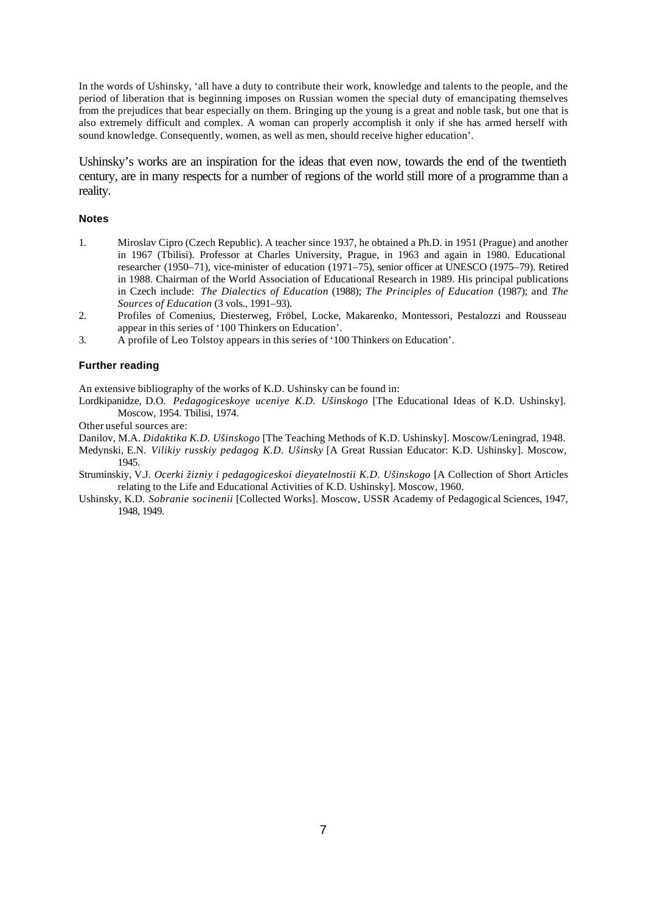In the words of Ushinsky, 'all have a duty to contribute their work, knowledge and talents to the people, and the period of liberation that is beginning imposes on Russian women the special duty of emancipating themselves from the prejudices that bear especially on them. Bringing up the young is a great and noble task, but one that is also extremely difficult and complex. A woman can properly accomplish it only if she has armed herself with sound knowledge. Consequently, women, as well as men, should receive higher education'.

Ushinsky's works are an inspiration for the ideas that even now, towards the end of the twentieth century, are in many respects for a number of regions of the world still more of a programme than a reality.

### Notes

1. Miroslav Cipro (Czech Republic). A teacher since 1937, he obtained a Ph.D. in 1951 (Prague) and another in 1967 (Tbilisi). Professor at Charles University, Prague, in 1963 and again in 1980. Educational researcher (1950–71), vice-minister of education (1971–75), senior officer at UNESCO (1975–79). Retired in 1988. Chairman of the World Association of Educational Research in 1989. His principal publications in Czech include: *The Dialectics of Education* (1988); *The Principles of Education* (1987); and *The Sources of Education* (3 vols., 1991–93).
2. Profiles of Comenius, Diesterweg, Fröbel, Locke, Makarenko, Montessori, Pestalozzi and Rousseau appear in this series of '100 Thinkers on Education'.
3. A profile of Leo Tolstoy appears in this series of '100 Thinkers on Education'.

### Further reading

An extensive bibliography of the works of K.D. Ushinsky can be found in:

Lordkipanidze, D.O. *Pedagogiceskoye uceniye K.D. Ušinskogo* [The Educational Ideas of K.D. Ushinsky]. Moscow, 1954. Tbilisi, 1974.

Other useful sources are:

Danilov, M.A. *Didaktika K.D. Ušinskogo* [The Teaching Methods of K.D. Ushinsky]. Moscow/Leningrad, 1948.

Medynski, E.N. *Vilikiy russkiy pedagog K.D. Ušinsky* [A Great Russian Educator: K.D. Ushinsky]. Moscow, 1945.

Struminskiy, V.J. *Ocerki žizniy i pedagogiceskoi dieyatelnostii K.D. Ušinskogo* [A Collection of Short Articles relating to the Life and Educational Activities of K.D. Ushinsky]. Moscow, 1960.

Ushinsky, K.D. *Sobranie socinenii* [Collected Works]. Moscow, USSR Academy of Pedagogical Sciences, 1947, 1948, 1949.